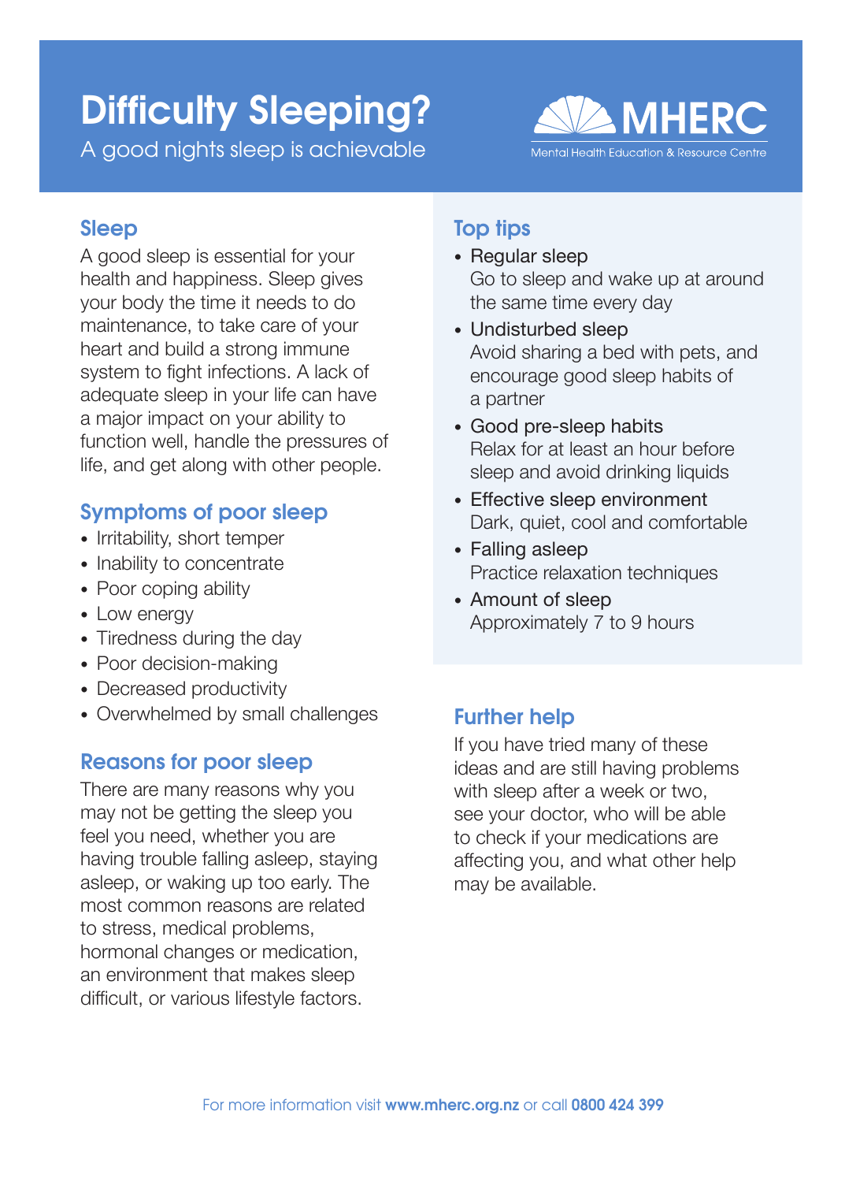# Difficulty Sleeping?

A good nights sleep is achievable

MHERC
Mental Health Education & Resource Centre

## Sleep

A good sleep is essential for your health and happiness. Sleep gives your body the time it needs to do maintenance, to take care of your heart and build a strong immune system to fight infections. A lack of adequate sleep in your life can have a major impact on your ability to function well, handle the pressures of life, and get along with other people.

## Symptoms of poor sleep

- Irritability, short temper
- Inability to concentrate
- Poor coping ability
- Low energy
- Tiredness during the day
- Poor decision-making
- Decreased productivity
- Overwhelmed by small challenges

## Reasons for poor sleep

There are many reasons why you may not be getting the sleep you feel you need, whether you are having trouble falling asleep, staying asleep, or waking up too early. The most common reasons are related to stress, medical problems, hormonal changes or medication, an environment that makes sleep difficult, or various lifestyle factors.

## Top tips

- Regular sleep
  Go to sleep and wake up at around the same time every day
- Undisturbed sleep
  Avoid sharing a bed with pets, and encourage good sleep habits of a partner
- Good pre-sleep habits
  Relax for at least an hour before sleep and avoid drinking liquids
- Effective sleep environment
  Dark, quiet, cool and comfortable
- Falling asleep
  Practice relaxation techniques
- Amount of sleep
  Approximately 7 to 9 hours

## Further help

If you have tried many of these ideas and are still having problems with sleep after a week or two, see your doctor, who will be able to check if your medications are affecting you, and what other help may be available.

For more information visit **www.mherc.org.nz** or call **0800 424 399**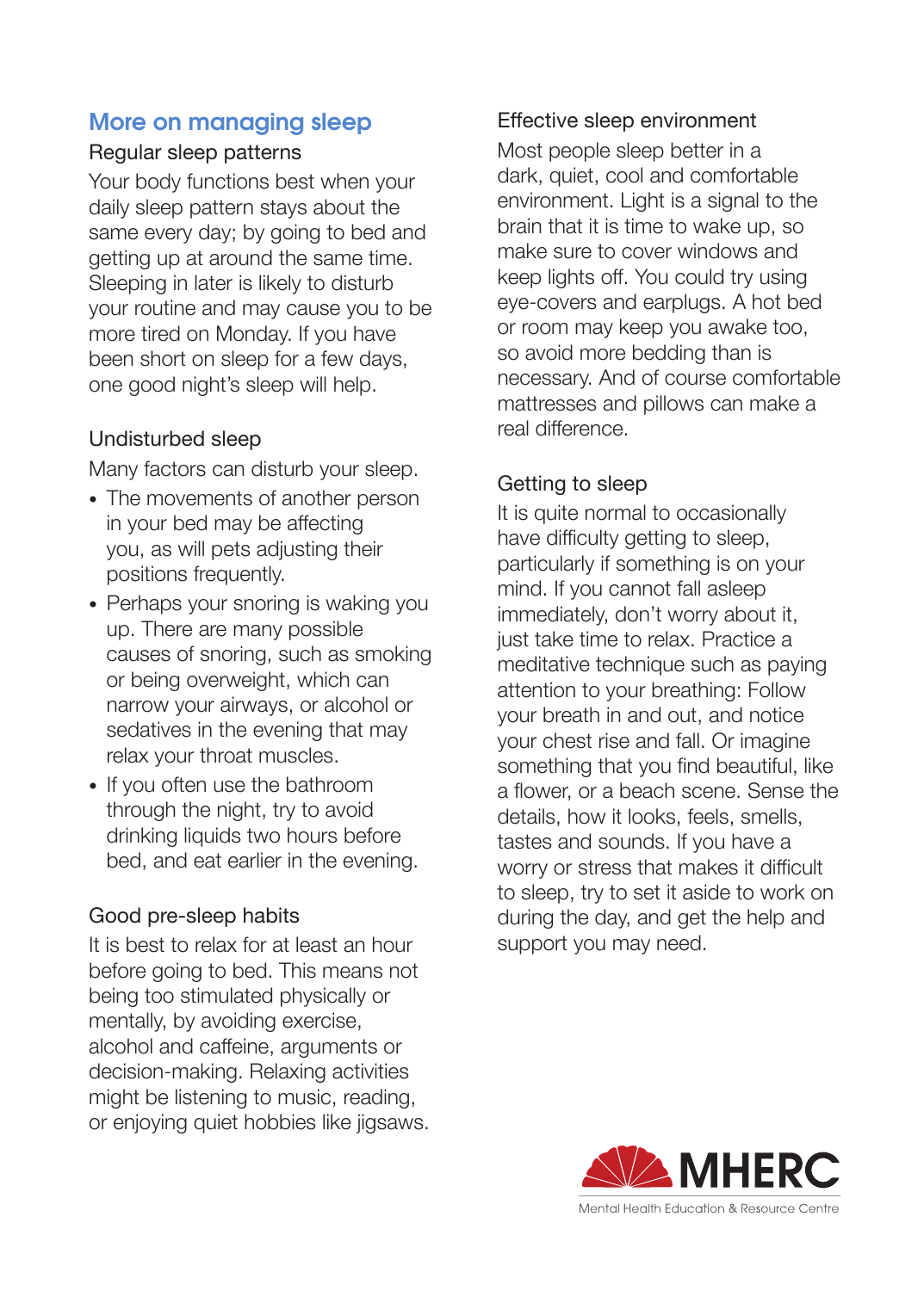## More on managing sleep

### Regular sleep patterns

Your body functions best when your daily sleep pattern stays about the same every day; by going to bed and getting up at around the same time. Sleeping in later is likely to disturb your routine and may cause you to be more tired on Monday. If you have been short on sleep for a few days, one good night's sleep will help.

### Undisturbed sleep

Many factors can disturb your sleep.

- The movements of another person in your bed may be affecting you, as will pets adjusting their positions frequently.
- Perhaps your snoring is waking you up. There are many possible causes of snoring, such as smoking or being overweight, which can narrow your airways, or alcohol or sedatives in the evening that may relax your throat muscles.
- If you often use the bathroom through the night, try to avoid drinking liquids two hours before bed, and eat earlier in the evening.

### Good pre-sleep habits

It is best to relax for at least an hour before going to bed. This means not being too stimulated physically or mentally, by avoiding exercise, alcohol and caffeine, arguments or decision-making. Relaxing activities might be listening to music, reading, or enjoying quiet hobbies like jigsaws.

### Effective sleep environment

Most people sleep better in a dark, quiet, cool and comfortable environment. Light is a signal to the brain that it is time to wake up, so make sure to cover windows and keep lights off. You could try using eye-covers and earplugs. A hot bed or room may keep you awake too, so avoid more bedding than is necessary. And of course comfortable mattresses and pillows can make a real difference.

### Getting to sleep

It is quite normal to occasionally have difficulty getting to sleep, particularly if something is on your mind. If you cannot fall asleep immediately, don't worry about it, just take time to relax. Practice a meditative technique such as paying attention to your breathing: Follow your breath in and out, and notice your chest rise and fall. Or imagine something that you find beautiful, like a flower, or a beach scene. Sense the details, how it looks, feels, smells, tastes and sounds. If you have a worry or stress that makes it difficult to sleep, try to set it aside to work on during the day, and get the help and support you may need.

MHERC
Mental Health Education & Resource Centre